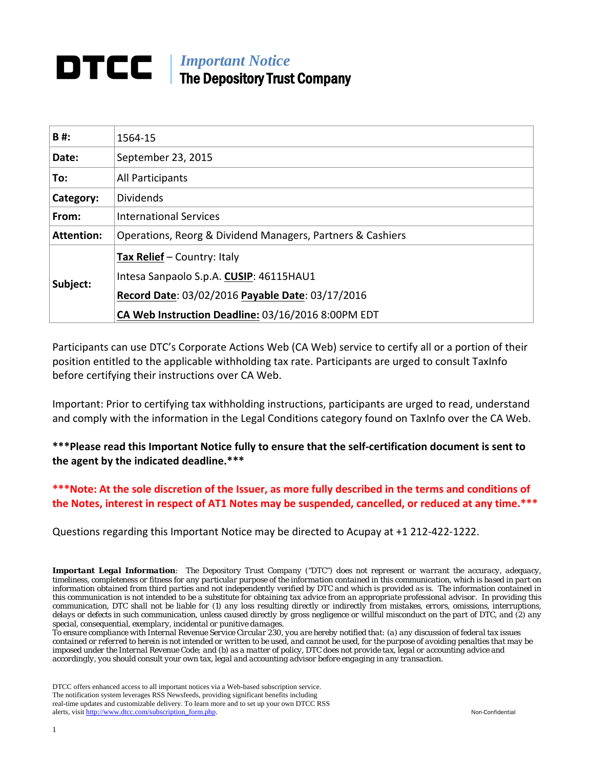# DTCC

*Important Notice*
**The Depository Trust Company**

| **B #:** | 1564-15 |
|---|---|
| **Date:** | September 23, 2015 |
| **To:** | All Participants |
| **Category:** | Dividends |
| **From:** | International Services |
| **Attention:** | Operations, Reorg & Dividend Managers, Partners & Cashiers |
| **Subject:** | **Tax Relief** – Country: Italy<br>Intesa Sanpaolo S.p.A. **CUSIP**: 46115HAU1<br>**Record Date**: 03/02/2016 **Payable Date**: 03/17/2016<br>**CA Web Instruction Deadline:** 03/16/2016 8:00PM EDT |

Participants can use DTC's Corporate Actions Web (CA Web) service to certify all or a portion of their position entitled to the applicable withholding tax rate. Participants are urged to consult TaxInfo before certifying their instructions over CA Web.

Important: Prior to certifying tax withholding instructions, participants are urged to read, understand and comply with the information in the Legal Conditions category found on TaxInfo over the CA Web.

**\*\*\*Please read this Important Notice fully to ensure that the self-certification document is sent to the agent by the indicated deadline.\*\*\***

**\*\*\*Note: At the sole discretion of the Issuer, as more fully described in the terms and conditions of the Notes, interest in respect of AT1 Notes may be suspended, cancelled, or reduced at any time.\*\*\***

Questions regarding this Important Notice may be directed to Acupay at +1 212-422-1222.

***Important Legal Information***: The Depository Trust Company ("DTC") does not represent or warrant the accuracy, adequacy, timeliness, completeness or fitness for any particular purpose of the information contained in this communication, which is based in part on information obtained from third parties and not independently verified by DTC and which is provided as is. The information contained in this communication is not intended to be a substitute for obtaining tax advice from an appropriate professional advisor. In providing this communication, DTC shall not be liable for (1) any loss resulting directly or indirectly from mistakes, errors, omissions, interruptions, delays or defects in such communication, unless caused directly by gross negligence or willful misconduct on the part of DTC, and (2) any special, consequential, exemplary, incidental or punitive damages.
To ensure compliance with Internal Revenue Service Circular 230, you are hereby notified that: (a) any discussion of federal tax issues contained or referred to herein is not intended or written to be used, and cannot be used, for the purpose of avoiding penalties that may be imposed under the Internal Revenue Code; and (b) as a matter of policy, DTC does not provide tax, legal or accounting advice and accordingly, you should consult your own tax, legal and accounting advisor before engaging in any transaction.

DTCC offers enhanced access to all important notices via a Web-based subscription service. The notification system leverages RSS Newsfeeds, providing significant benefits including real-time updates and customizable delivery. To learn more and to set up your own DTCC RSS alerts, visit http://www.dtcc.com/subscription_form.php.

Non-Confidential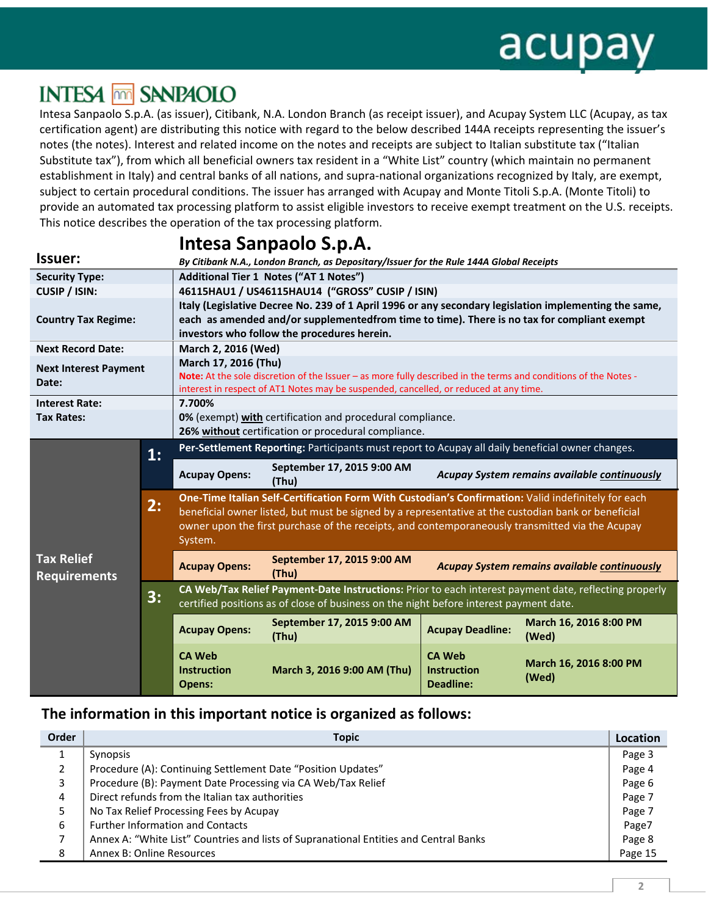acupay

INTESA SANPAOLO

Intesa Sanpaolo S.p.A. (as issuer), Citibank, N.A. London Branch (as receipt issuer), and Acupay System LLC (Acupay, as tax certification agent) are distributing this notice with regard to the below described 144A receipts representing the issuer's notes (the notes). Interest and related income on the notes and receipts are subject to Italian substitute tax ("Italian Substitute tax"), from which all beneficial owners tax resident in a "White List" country (which maintain no permanent establishment in Italy) and central banks of all nations, and supra-national organizations recognized by Italy, are exempt, subject to certain procedural conditions. The issuer has arranged with Acupay and Monte Titoli S.p.A. (Monte Titoli) to provide an automated tax processing platform to assist eligible investors to receive exempt treatment on the U.S. receipts. This notice describes the operation of the tax processing platform.

| | | | | | |
|---|---|---|---|---|---|
| **Issuer:** | **Intesa Sanpaolo S.p.A.** *By Citibank N.A., London Branch, as Depositary/Issuer for the Rule 144A Global Receipts* | | | | |
| **Security Type:** | **Additional Tier 1 Notes ("AT 1 Notes")** | | | | |
| **CUSIP / ISIN:** | **46115HAU1 / US46115HAU14 ("GROSS" CUSIP / ISIN)** | | | | |
| **Country Tax Regime:** | **Italy (Legislative Decree No. 239 of 1 April 1996 or any secondary legislation implementing the same, each as amended and/or supplementedfrom time to time). There is no tax for compliant exempt investors who follow the procedures herein.** | | | | |
| **Next Record Date:** | **March 2, 2016 (Wed)** | | | | |
| **Next Interest Payment Date:** | **March 17, 2016 (Thu)** **Note:** At the sole discretion of the Issuer – as more fully described in the terms and conditions of the Notes - interest in respect of AT1 Notes may be suspended, cancelled, or reduced at any time. | | | | |
| **Interest Rate:** | **7.700%** | | | | |
| **Tax Rates:** | **0%** (exempt) **with** certification and procedural compliance. **26% without** certification or procedural compliance. | | | | |
| **Tax Relief Requirements** | **1:** | **Per-Settlement Reporting:** Participants must report to Acupay all daily beneficial owner changes. | | | |
| | | **Acupay Opens:** | **September 17, 2015 9:00 AM (Thu)** | ***Acupay System remains available continuously*** | |
| | **2:** | **One-Time Italian Self-Certification Form With Custodian's Confirmation:** Valid indefinitely for each beneficial owner listed, but must be signed by a representative at the custodian bank or beneficial owner upon the first purchase of the receipts, and contemporaneously transmitted via the Acupay System. | | | |
| | | **Acupay Opens:** | **September 17, 2015 9:00 AM (Thu)** | ***Acupay System remains available continuously*** | |
| | **3:** | **CA Web/Tax Relief Payment-Date Instructions:** Prior to each interest payment date, reflecting properly certified positions as of close of business on the night before interest payment date. | | | |
| | | **Acupay Opens:** | **September 17, 2015 9:00 AM (Thu)** | **Acupay Deadline:** | **March 16, 2016 8:00 PM (Wed)** |
| | | **CA Web Instruction Opens:** | **March 3, 2016 9:00 AM (Thu)** | **CA Web Instruction Deadline:** | **March 16, 2016 8:00 PM (Wed)** |

## The information in this important notice is organized as follows:

| Order | Topic | Location |
|---|---|---|
| 1 | Synopsis | Page 3 |
| 2 | Procedure (A): Continuing Settlement Date "Position Updates" | Page 4 |
| 3 | Procedure (B): Payment Date Processing via CA Web/Tax Relief | Page 6 |
| 4 | Direct refunds from the Italian tax authorities | Page 7 |
| 5 | No Tax Relief Processing Fees by Acupay | Page 7 |
| 6 | Further Information and Contacts | Page7 |
| 7 | Annex A: "White List" Countries and lists of Supranational Entities and Central Banks | Page 8 |
| 8 | Annex B: Online Resources | Page 15 |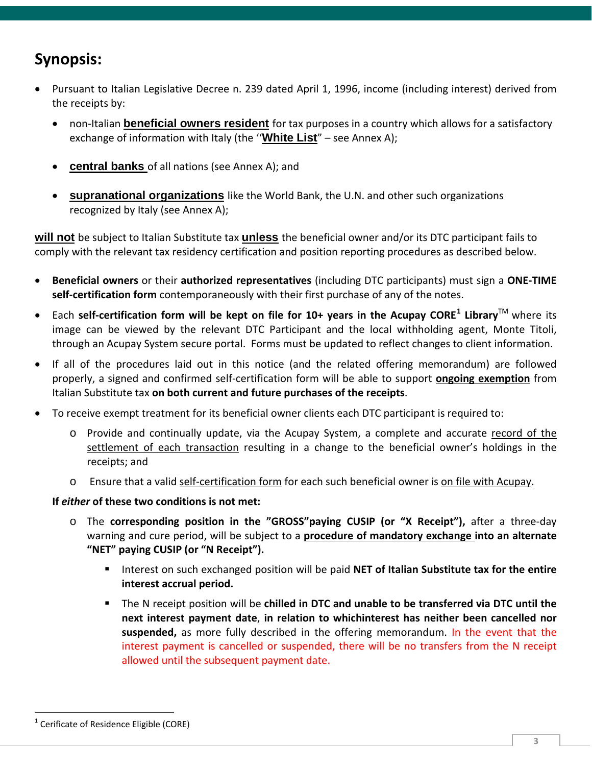# Synopsis:

- Pursuant to Italian Legislative Decree n. 239 dated April 1, 1996, income (including interest) derived from the receipts by:
  - non-Italian **beneficial owners resident** for tax purposes in a country which allows for a satisfactory exchange of information with Italy (the ''**White List**" – see Annex A);
  - **central banks** of all nations (see Annex A); and
  - **supranational organizations** like the World Bank, the U.N. and other such organizations recognized by Italy (see Annex A);

**will not** be subject to Italian Substitute tax **unless** the beneficial owner and/or its DTC participant fails to comply with the relevant tax residency certification and position reporting procedures as described below.

- **Beneficial owners** or their **authorized representatives** (including DTC participants) must sign a **ONE-TIME self-certification form** contemporaneously with their first purchase of any of the notes.
- Each **self-certification form will be kept on file for 10+ years in the Acupay CORE[1] Library**™ where its image can be viewed by the relevant DTC Participant and the local withholding agent, Monte Titoli, through an Acupay System secure portal. Forms must be updated to reflect changes to client information.
- If all of the procedures laid out in this notice (and the related offering memorandum) are followed properly, a signed and confirmed self-certification form will be able to support **ongoing exemption** from Italian Substitute tax **on both current and future purchases of the receipts**.
- To receive exempt treatment for its beneficial owner clients each DTC participant is required to:
  - Provide and continually update, via the Acupay System, a complete and accurate record of the settlement of each transaction resulting in a change to the beneficial owner's holdings in the receipts; and
  - Ensure that a valid self-certification form for each such beneficial owner is on file with Acupay.

  **If *either* of these two conditions is not met:**

  - The **corresponding position in the "GROSS"paying CUSIP (or "X Receipt"),** after a three-day warning and cure period, will be subject to a **procedure of mandatory exchange into an alternate "NET" paying CUSIP (or "N Receipt").**
    - Interest on such exchanged position will be paid **NET of Italian Substitute tax for the entire interest accrual period.**
    - The N receipt position will be **chilled in DTC and unable to be transferred via DTC until the next interest payment date**, **in relation to whichinterest has neither been cancelled nor suspended,** as more fully described in the offering memorandum. In the event that the interest payment is cancelled or suspended, there will be no transfers from the N receipt allowed until the subsequent payment date.

[1] Cerificate of Residence Eligible (CORE)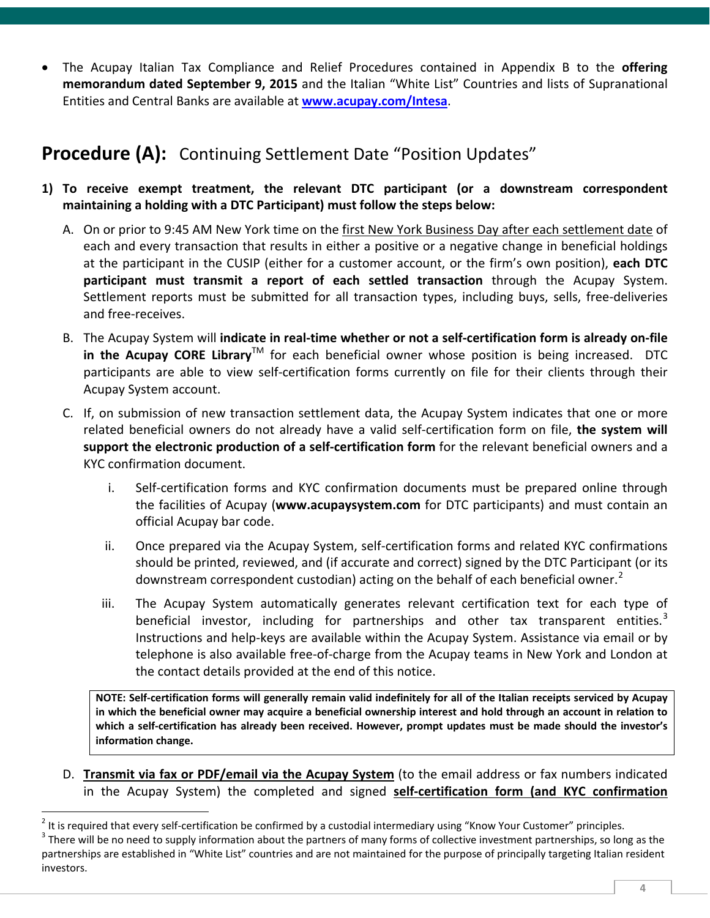- The Acupay Italian Tax Compliance and Relief Procedures contained in Appendix B to the **offering memorandum dated September 9, 2015** and the Italian "White List" Countries and lists of Supranational Entities and Central Banks are available at **[www.acupay.com/Intesa](www.acupay.com/Intesa)**.

## **Procedure (A):** Continuing Settlement Date "Position Updates"

**1) To receive exempt treatment, the relevant DTC participant (or a downstream correspondent maintaining a holding with a DTC Participant) must follow the steps below:**

A. On or prior to 9:45 AM New York time on the <u>first New York Business Day after each settlement date</u> of each and every transaction that results in either a positive or a negative change in beneficial holdings at the participant in the CUSIP (either for a customer account, or the firm's own position), **each DTC participant must transmit a report of each settled transaction** through the Acupay System. Settlement reports must be submitted for all transaction types, including buys, sells, free-deliveries and free-receives.

B. The Acupay System will **indicate in real-time whether or not a self-certification form is already on-file in the Acupay CORE Library**™ for each beneficial owner whose position is being increased. DTC participants are able to view self-certification forms currently on file for their clients through their Acupay System account.

C. If, on submission of new transaction settlement data, the Acupay System indicates that one or more related beneficial owners do not already have a valid self-certification form on file, **the system will support the electronic production of a self-certification form** for the relevant beneficial owners and a KYC confirmation document.

   i. Self-certification forms and KYC confirmation documents must be prepared online through the facilities of Acupay (**www.acupaysystem.com** for DTC participants) and must contain an official Acupay bar code.

   ii. Once prepared via the Acupay System, self-certification forms and related KYC confirmations should be printed, reviewed, and (if accurate and correct) signed by the DTC Participant (or its downstream correspondent custodian) acting on the behalf of each beneficial owner.[2]

   iii. The Acupay System automatically generates relevant certification text for each type of beneficial investor, including for partnerships and other tax transparent entities.[3] Instructions and help-keys are available within the Acupay System. Assistance via email or by telephone is also available free-of-charge from the Acupay teams in New York and London at the contact details provided at the end of this notice.

> **NOTE: Self-certification forms will generally remain valid indefinitely for all of the Italian receipts serviced by Acupay in which the beneficial owner may acquire a beneficial ownership interest and hold through an account in relation to which a self-certification has already been received. However, prompt updates must be made should the investor's information change.**

D. **<u>Transmit via fax or PDF/email via the Acupay System</u>** (to the email address or fax numbers indicated in the Acupay System) the completed and signed **<u>self-certification form (and KYC confirmation</u>**

---

[2] It is required that every self-certification be confirmed by a custodial intermediary using "Know Your Customer" principles.

[3] There will be no need to supply information about the partners of many forms of collective investment partnerships, so long as the partnerships are established in "White List" countries and are not maintained for the purpose of principally targeting Italian resident investors.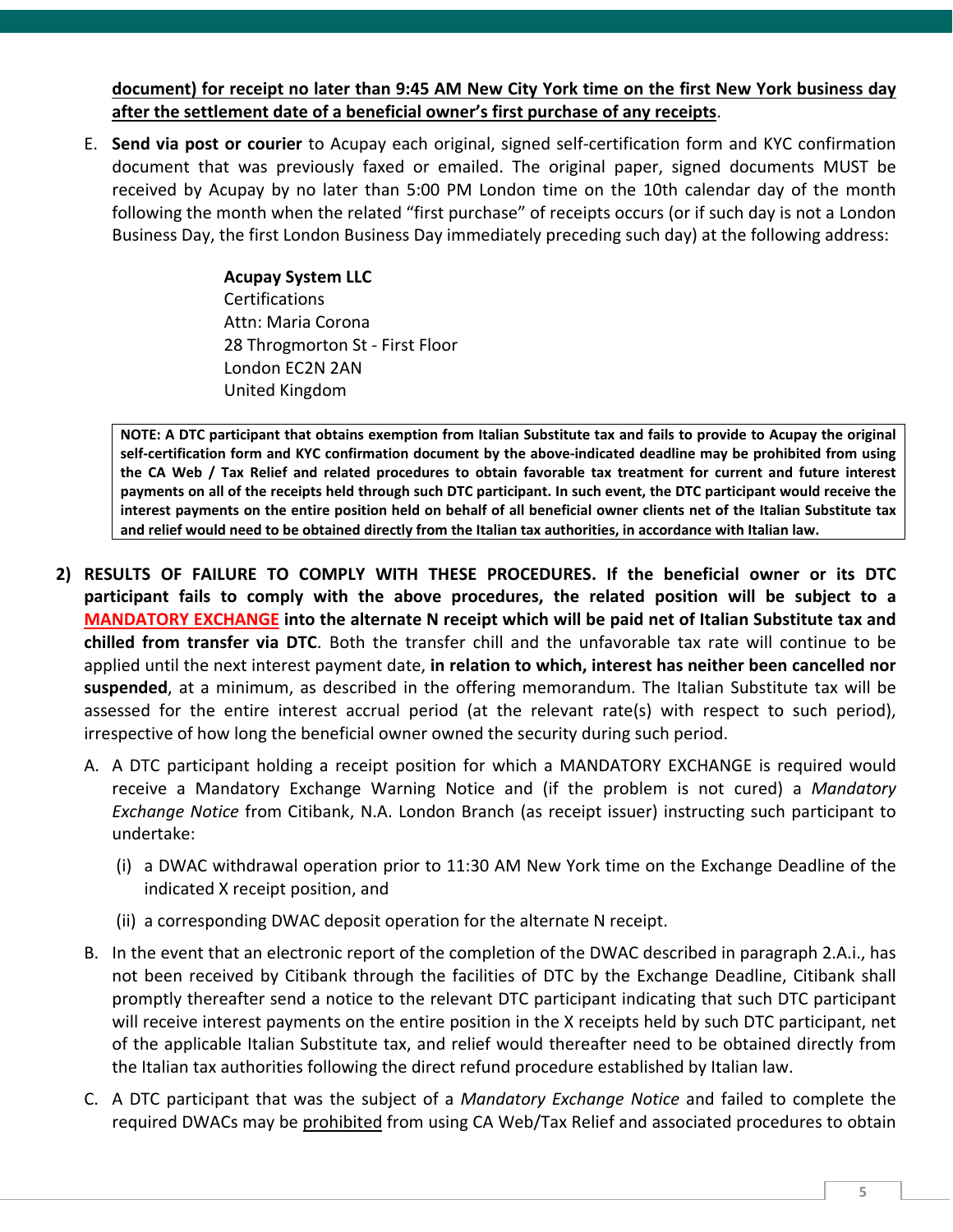**document) for receipt no later than 9:45 AM New City York time on the first New York business day after the settlement date of a beneficial owner's first purchase of any receipts**.

E. **Send via post or courier** to Acupay each original, signed self-certification form and KYC confirmation document that was previously faxed or emailed. The original paper, signed documents MUST be received by Acupay by no later than 5:00 PM London time on the 10th calendar day of the month following the month when the related "first purchase" of receipts occurs (or if such day is not a London Business Day, the first London Business Day immediately preceding such day) at the following address:

> **Acupay System LLC**
> Certifications
> Attn: Maria Corona
> 28 Throgmorton St - First Floor
> London EC2N 2AN
> United Kingdom

> **NOTE: A DTC participant that obtains exemption from Italian Substitute tax and fails to provide to Acupay the original self-certification form and KYC confirmation document by the above-indicated deadline may be prohibited from using the CA Web / Tax Relief and related procedures to obtain favorable tax treatment for current and future interest payments on all of the receipts held through such DTC participant. In such event, the DTC participant would receive the interest payments on the entire position held on behalf of all beneficial owner clients net of the Italian Substitute tax and relief would need to be obtained directly from the Italian tax authorities, in accordance with Italian law.**

**2) RESULTS OF FAILURE TO COMPLY WITH THESE PROCEDURES. If the beneficial owner or its DTC participant fails to comply with the above procedures, the related position will be subject to a MANDATORY EXCHANGE into the alternate N receipt which will be paid net of Italian Substitute tax and chilled from transfer via DTC**. Both the transfer chill and the unfavorable tax rate will continue to be applied until the next interest payment date, **in relation to which, interest has neither been cancelled nor suspended**, at a minimum, as described in the offering memorandum. The Italian Substitute tax will be assessed for the entire interest accrual period (at the relevant rate(s) with respect to such period), irrespective of how long the beneficial owner owned the security during such period.

A. A DTC participant holding a receipt position for which a MANDATORY EXCHANGE is required would receive a Mandatory Exchange Warning Notice and (if the problem is not cured) a *Mandatory Exchange Notice* from Citibank, N.A. London Branch (as receipt issuer) instructing such participant to undertake:

   (i) a DWAC withdrawal operation prior to 11:30 AM New York time on the Exchange Deadline of the indicated X receipt position, and

   (ii) a corresponding DWAC deposit operation for the alternate N receipt.

B. In the event that an electronic report of the completion of the DWAC described in paragraph 2.A.i., has not been received by Citibank through the facilities of DTC by the Exchange Deadline, Citibank shall promptly thereafter send a notice to the relevant DTC participant indicating that such DTC participant will receive interest payments on the entire position in the X receipts held by such DTC participant, net of the applicable Italian Substitute tax, and relief would thereafter need to be obtained directly from the Italian tax authorities following the direct refund procedure established by Italian law.

C. A DTC participant that was the subject of a *Mandatory Exchange Notice* and failed to complete the required DWACs may be prohibited from using CA Web/Tax Relief and associated procedures to obtain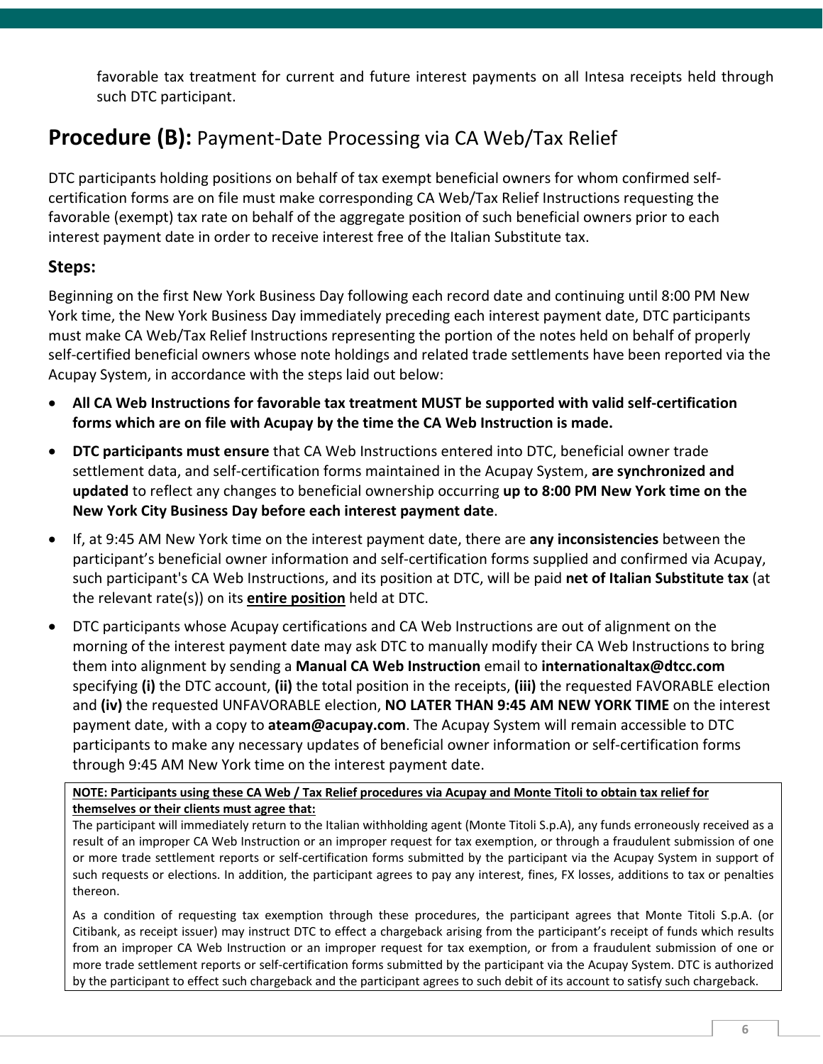favorable tax treatment for current and future interest payments on all Intesa receipts held through such DTC participant.

## **Procedure (B):** Payment-Date Processing via CA Web/Tax Relief

DTC participants holding positions on behalf of tax exempt beneficial owners for whom confirmed self-certification forms are on file must make corresponding CA Web/Tax Relief Instructions requesting the favorable (exempt) tax rate on behalf of the aggregate position of such beneficial owners prior to each interest payment date in order to receive interest free of the Italian Substitute tax.

### Steps:

Beginning on the first New York Business Day following each record date and continuing until 8:00 PM New York time, the New York Business Day immediately preceding each interest payment date, DTC participants must make CA Web/Tax Relief Instructions representing the portion of the notes held on behalf of properly self-certified beneficial owners whose note holdings and related trade settlements have been reported via the Acupay System, in accordance with the steps laid out below:

- **All CA Web Instructions for favorable tax treatment MUST be supported with valid self-certification forms which are on file with Acupay by the time the CA Web Instruction is made.**
- **DTC participants must ensure** that CA Web Instructions entered into DTC, beneficial owner trade settlement data, and self-certification forms maintained in the Acupay System, **are synchronized and updated** to reflect any changes to beneficial ownership occurring **up to 8:00 PM New York time on the New York City Business Day before each interest payment date**.
- If, at 9:45 AM New York time on the interest payment date, there are **any inconsistencies** between the participant's beneficial owner information and self-certification forms supplied and confirmed via Acupay, such participant's CA Web Instructions, and its position at DTC, will be paid **net of Italian Substitute tax** (at the relevant rate(s)) on its <u>**entire position**</u> held at DTC.
- DTC participants whose Acupay certifications and CA Web Instructions are out of alignment on the morning of the interest payment date may ask DTC to manually modify their CA Web Instructions to bring them into alignment by sending a **Manual CA Web Instruction** email to **internationaltax@dtcc.com** specifying **(i)** the DTC account, **(ii)** the total position in the receipts, **(iii)** the requested FAVORABLE election and **(iv)** the requested UNFAVORABLE election, **NO LATER THAN 9:45 AM NEW YORK TIME** on the interest payment date, with a copy to **ateam@acupay.com**. The Acupay System will remain accessible to DTC participants to make any necessary updates of beneficial owner information or self-certification forms through 9:45 AM New York time on the interest payment date.

<u>**NOTE: Participants using these CA Web / Tax Relief procedures via Acupay and Monte Titoli to obtain tax relief for themselves or their clients must agree that:**</u>

The participant will immediately return to the Italian withholding agent (Monte Titoli S.p.A), any funds erroneously received as a result of an improper CA Web Instruction or an improper request for tax exemption, or through a fraudulent submission of one or more trade settlement reports or self-certification forms submitted by the participant via the Acupay System in support of such requests or elections. In addition, the participant agrees to pay any interest, fines, FX losses, additions to tax or penalties thereon.

As a condition of requesting tax exemption through these procedures, the participant agrees that Monte Titoli S.p.A. (or Citibank, as receipt issuer) may instruct DTC to effect a chargeback arising from the participant's receipt of funds which results from an improper CA Web Instruction or an improper request for tax exemption, or from a fraudulent submission of one or more trade settlement reports or self-certification forms submitted by the participant via the Acupay System. DTC is authorized by the participant to effect such chargeback and the participant agrees to such debit of its account to satisfy such chargeback.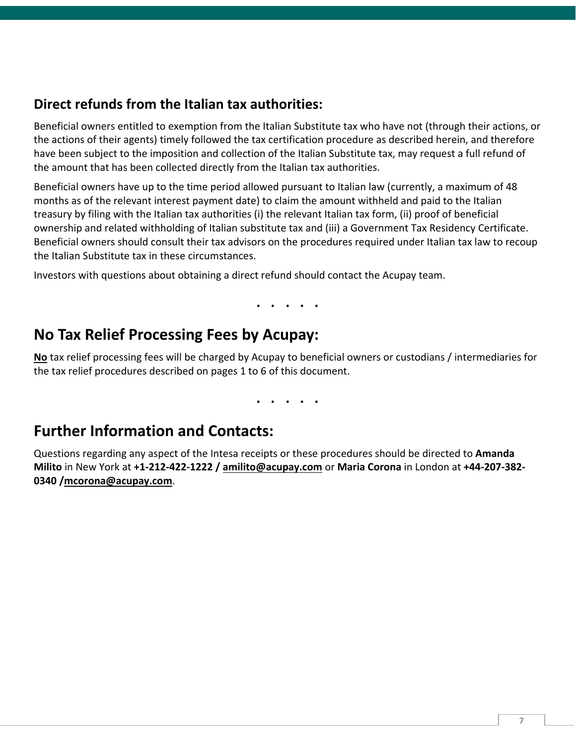## Direct refunds from the Italian tax authorities:

Beneficial owners entitled to exemption from the Italian Substitute tax who have not (through their actions, or the actions of their agents) timely followed the tax certification procedure as described herein, and therefore have been subject to the imposition and collection of the Italian Substitute tax, may request a full refund of the amount that has been collected directly from the Italian tax authorities.

Beneficial owners have up to the time period allowed pursuant to Italian law (currently, a maximum of 48 months as of the relevant interest payment date) to claim the amount withheld and paid to the Italian treasury by filing with the Italian tax authorities (i) the relevant Italian tax form, (ii) proof of beneficial ownership and related withholding of Italian substitute tax and (iii) a Government Tax Residency Certificate. Beneficial owners should consult their tax advisors on the procedures required under Italian tax law to recoup the Italian Substitute tax in these circumstances.

Investors with questions about obtaining a direct refund should contact the Acupay team.

. . . . .

# No Tax Relief Processing Fees by Acupay:

**No** tax relief processing fees will be charged by Acupay to beneficial owners or custodians / intermediaries for the tax relief procedures described on pages 1 to 6 of this document.

. . . . .

# Further Information and Contacts:

Questions regarding any aspect of the Intesa receipts or these procedures should be directed to **Amanda Milito** in New York at **+1-212-422-1222 / amilito@acupay.com** or **Maria Corona** in London at **+44-207-382-0340 /mcorona@acupay.com**.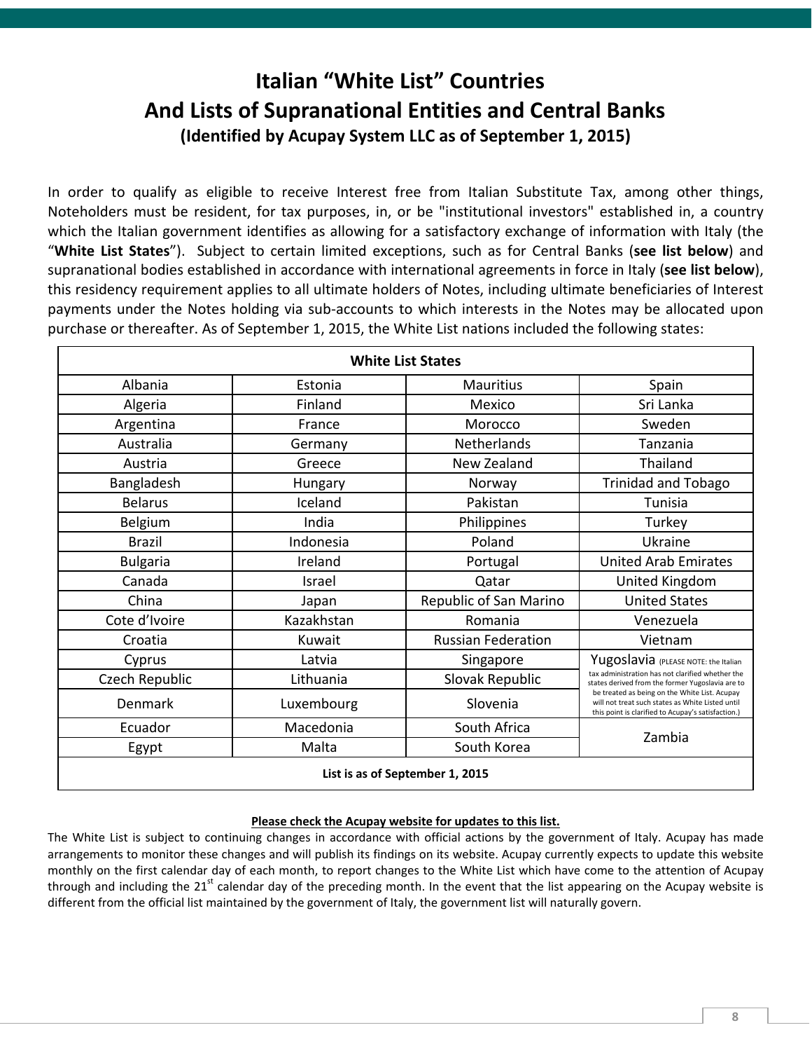# Italian "White List" Countries
# And Lists of Supranational Entities and Central Banks
### (Identified by Acupay System LLC as of September 1, 2015)

In order to qualify as eligible to receive Interest free from Italian Substitute Tax, among other things, Noteholders must be resident, for tax purposes, in, or be "institutional investors" established in, a country which the Italian government identifies as allowing for a satisfactory exchange of information with Italy (the "**White List States**"). Subject to certain limited exceptions, such as for Central Banks (**see list below**) and supranational bodies established in accordance with international agreements in force in Italy (**see list below**), this residency requirement applies to all ultimate holders of Notes, including ultimate beneficiaries of Interest payments under the Notes holding via sub-accounts to which interests in the Notes may be allocated upon purchase or thereafter. As of September 1, 2015, the White List nations included the following states:

| **White List States** | | | |
|---|---|---|---|
| Albania | Estonia | Mauritius | Spain |
| Algeria | Finland | Mexico | Sri Lanka |
| Argentina | France | Morocco | Sweden |
| Australia | Germany | Netherlands | Tanzania |
| Austria | Greece | New Zealand | Thailand |
| Bangladesh | Hungary | Norway | Trinidad and Tobago |
| Belarus | Iceland | Pakistan | Tunisia |
| Belgium | India | Philippines | Turkey |
| Brazil | Indonesia | Poland | Ukraine |
| Bulgaria | Ireland | Portugal | United Arab Emirates |
| Canada | Israel | Qatar | United Kingdom |
| China | Japan | Republic of San Marino | United States |
| Cote d'Ivoire | Kazakhstan | Romania | Venezuela |
| Croatia | Kuwait | Russian Federation | Vietnam |
| Cyprus | Latvia | Singapore | Yugoslavia (PLEASE NOTE: the Italian tax administration has not clarified whether the states derived from the former Yugoslavia are to be treated as being on the White List. Acupay will not treat such states as White Listed until this point is clarified to Acupay's satisfaction.) |
| Czech Republic | Lithuania | Slovak Republic | |
| Denmark | Luxembourg | Slovenia | |
| Ecuador | Macedonia | South Africa | Zambia |
| Egypt | Malta | South Korea | |
| **List is as of September 1, 2015** | | | |

**Please check the Acupay website for updates to this list.**

The White List is subject to continuing changes in accordance with official actions by the government of Italy. Acupay has made arrangements to monitor these changes and will publish its findings on its website. Acupay currently expects to update this website monthly on the first calendar day of each month, to report changes to the White List which have come to the attention of Acupay through and including the 21st calendar day of the preceding month. In the event that the list appearing on the Acupay website is different from the official list maintained by the government of Italy, the government list will naturally govern.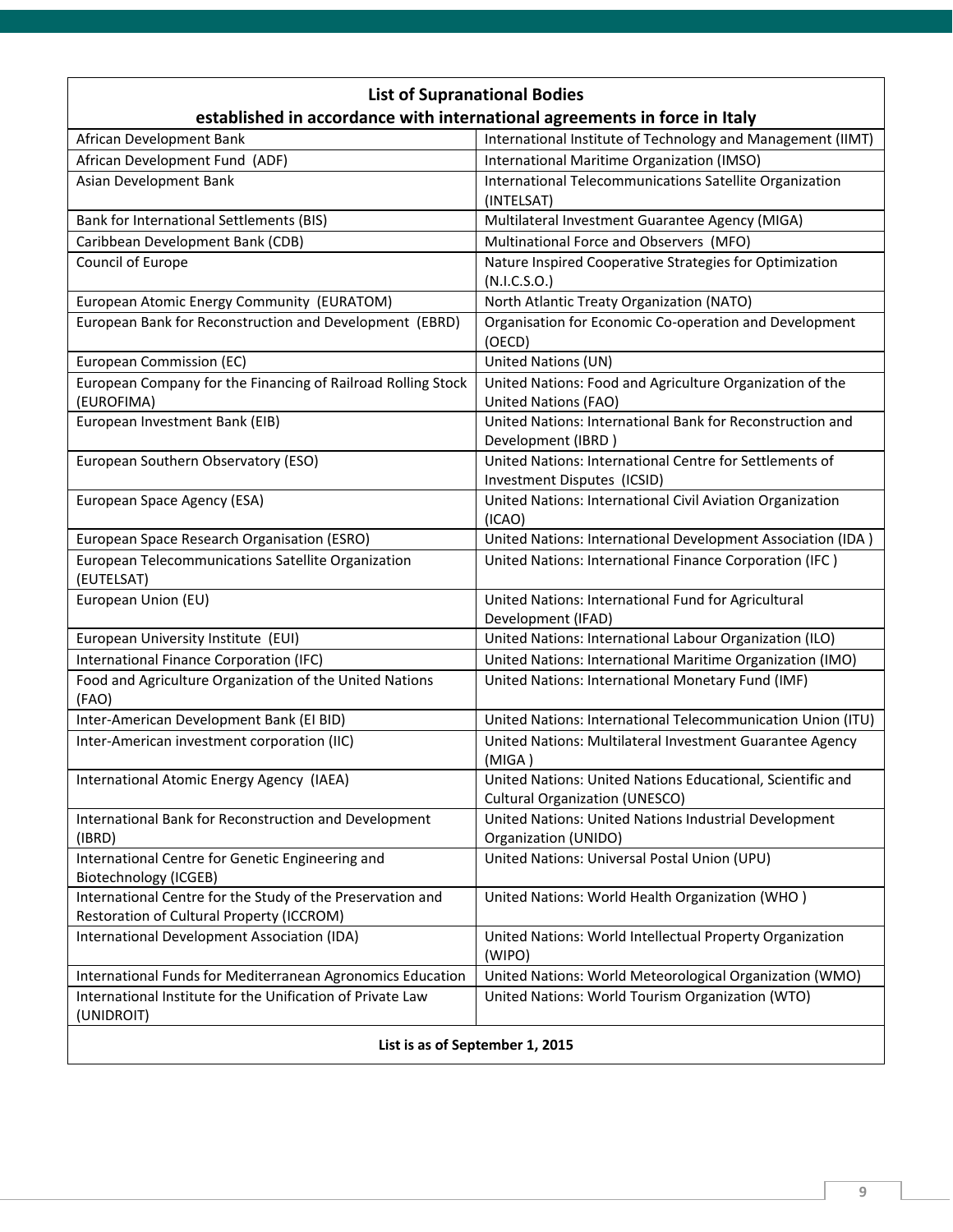| List of Supranational Bodies established in accordance with international agreements in force in Italy | |
|---|---|
| African Development Bank | International Institute of Technology and Management (IIMT) |
| African Development Fund (ADF) | International Maritime Organization (IMSO) |
| Asian Development Bank | International Telecommunications Satellite Organization (INTELSAT) |
| Bank for International Settlements (BIS) | Multilateral Investment Guarantee Agency (MIGA) |
| Caribbean Development Bank (CDB) | Multinational Force and Observers (MFO) |
| Council of Europe | Nature Inspired Cooperative Strategies for Optimization (N.I.C.S.O.) |
| European Atomic Energy Community (EURATOM) | North Atlantic Treaty Organization (NATO) |
| European Bank for Reconstruction and Development (EBRD) | Organisation for Economic Co-operation and Development (OECD) |
| European Commission (EC) | United Nations (UN) |
| European Company for the Financing of Railroad Rolling Stock (EUROFIMA) | United Nations: Food and Agriculture Organization of the United Nations (FAO) |
| European Investment Bank (EIB) | United Nations: International Bank for Reconstruction and Development (IBRD ) |
| European Southern Observatory (ESO) | United Nations: International Centre for Settlements of Investment Disputes (ICSID) |
| European Space Agency (ESA) | United Nations: International Civil Aviation Organization (ICAO) |
| European Space Research Organisation (ESRO) | United Nations: International Development Association (IDA ) |
| European Telecommunications Satellite Organization (EUTELSAT) | United Nations: International Finance Corporation (IFC ) |
| European Union (EU) | United Nations: International Fund for Agricultural Development (IFAD) |
| European University Institute (EUI) | United Nations: International Labour Organization (ILO) |
| International Finance Corporation (IFC) | United Nations: International Maritime Organization (IMO) |
| Food and Agriculture Organization of the United Nations (FAO) | United Nations: International Monetary Fund (IMF) |
| Inter-American Development Bank (EI BID) | United Nations: International Telecommunication Union (ITU) |
| Inter-American investment corporation (IIC) | United Nations: Multilateral Investment Guarantee Agency (MIGA ) |
| International Atomic Energy Agency (IAEA) | United Nations: United Nations Educational, Scientific and Cultural Organization (UNESCO) |
| International Bank for Reconstruction and Development (IBRD) | United Nations: United Nations Industrial Development Organization (UNIDO) |
| International Centre for Genetic Engineering and Biotechnology (ICGEB) | United Nations: Universal Postal Union (UPU) |
| International Centre for the Study of the Preservation and Restoration of Cultural Property (ICCROM) | United Nations: World Health Organization (WHO ) |
| International Development Association (IDA) | United Nations: World Intellectual Property Organization (WIPO) |
| International Funds for Mediterranean Agronomics Education | United Nations: World Meteorological Organization (WMO) |
| International Institute for the Unification of Private Law (UNIDROIT) | United Nations: World Tourism Organization (WTO) |
| **List is as of September 1, 2015** | |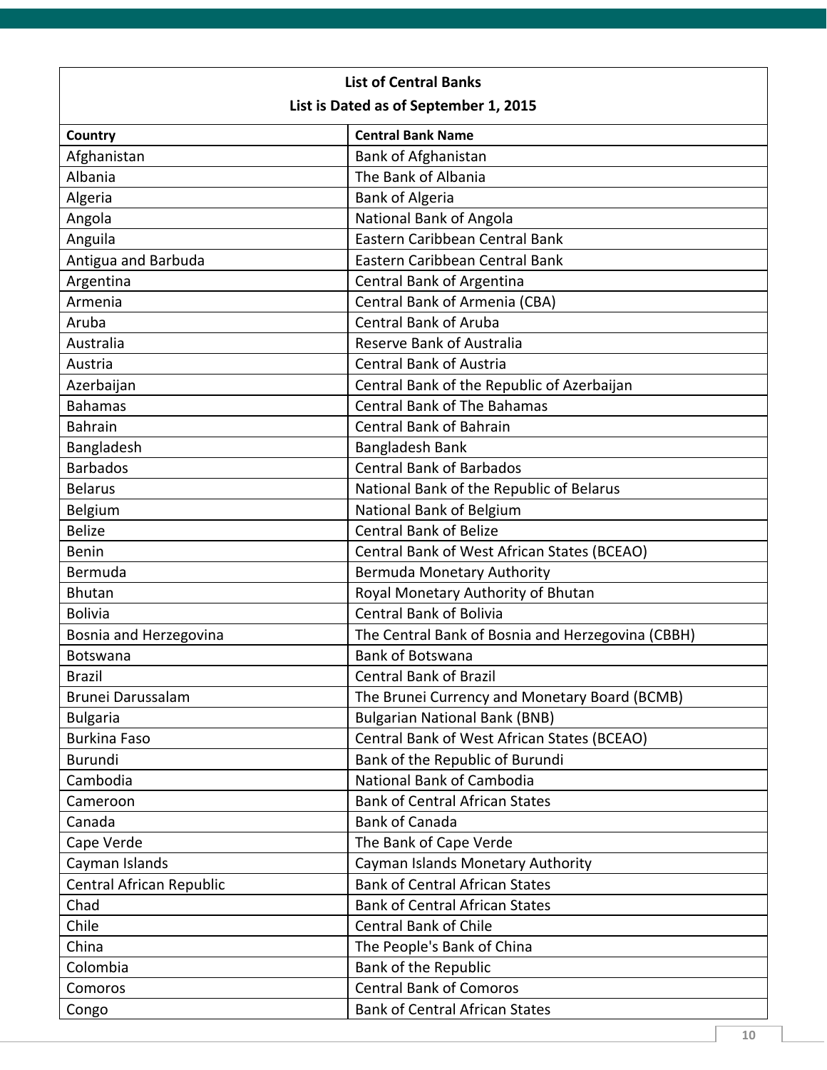| List of Central Banks<br>List is Dated as of September 1, 2015 | |
|---|---|
| **Country** | **Central Bank Name** |
| Afghanistan | Bank of Afghanistan |
| Albania | The Bank of Albania |
| Algeria | Bank of Algeria |
| Angola | National Bank of Angola |
| Anguila | Eastern Caribbean Central Bank |
| Antigua and Barbuda | Eastern Caribbean Central Bank |
| Argentina | Central Bank of Argentina |
| Armenia | Central Bank of Armenia (CBA) |
| Aruba | Central Bank of Aruba |
| Australia | Reserve Bank of Australia |
| Austria | Central Bank of Austria |
| Azerbaijan | Central Bank of the Republic of Azerbaijan |
| Bahamas | Central Bank of The Bahamas |
| Bahrain | Central Bank of Bahrain |
| Bangladesh | Bangladesh Bank |
| Barbados | Central Bank of Barbados |
| Belarus | National Bank of the Republic of Belarus |
| Belgium | National Bank of Belgium |
| Belize | Central Bank of Belize |
| Benin | Central Bank of West African States (BCEAO) |
| Bermuda | Bermuda Monetary Authority |
| Bhutan | Royal Monetary Authority of Bhutan |
| Bolivia | Central Bank of Bolivia |
| Bosnia and Herzegovina | The Central Bank of Bosnia and Herzegovina (CBBH) |
| Botswana | Bank of Botswana |
| Brazil | Central Bank of Brazil |
| Brunei Darussalam | The Brunei Currency and Monetary Board (BCMB) |
| Bulgaria | Bulgarian National Bank (BNB) |
| Burkina Faso | Central Bank of West African States (BCEAO) |
| Burundi | Bank of the Republic of Burundi |
| Cambodia | National Bank of Cambodia |
| Cameroon | Bank of Central African States |
| Canada | Bank of Canada |
| Cape Verde | The Bank of Cape Verde |
| Cayman Islands | Cayman Islands Monetary Authority |
| Central African Republic | Bank of Central African States |
| Chad | Bank of Central African States |
| Chile | Central Bank of Chile |
| China | The People's Bank of China |
| Colombia | Bank of the Republic |
| Comoros | Central Bank of Comoros |
| Congo | Bank of Central African States |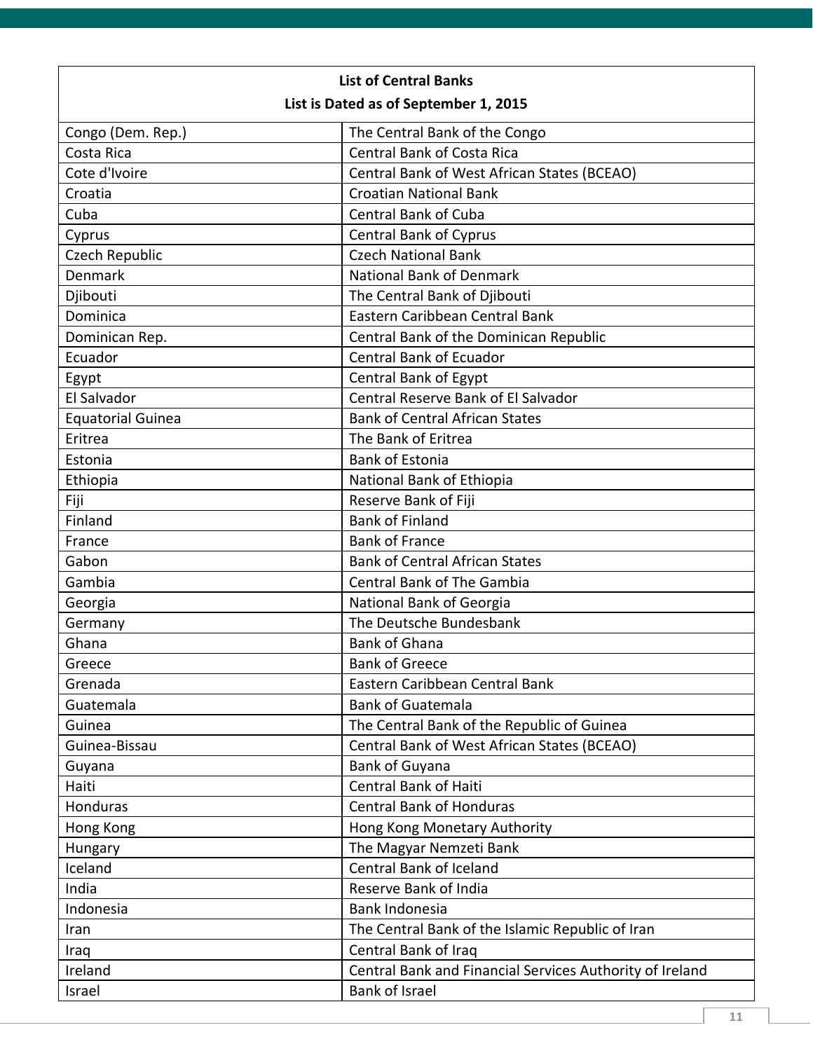| List of Central Banks<br>List is Dated as of September 1, 2015 | |
|---|---|
| Congo (Dem. Rep.) | The Central Bank of the Congo |
| Costa Rica | Central Bank of Costa Rica |
| Cote d'Ivoire | Central Bank of West African States (BCEAO) |
| Croatia | Croatian National Bank |
| Cuba | Central Bank of Cuba |
| Cyprus | Central Bank of Cyprus |
| Czech Republic | Czech National Bank |
| Denmark | National Bank of Denmark |
| Djibouti | The Central Bank of Djibouti |
| Dominica | Eastern Caribbean Central Bank |
| Dominican Rep. | Central Bank of the Dominican Republic |
| Ecuador | Central Bank of Ecuador |
| Egypt | Central Bank of Egypt |
| El Salvador | Central Reserve Bank of El Salvador |
| Equatorial Guinea | Bank of Central African States |
| Eritrea | The Bank of Eritrea |
| Estonia | Bank of Estonia |
| Ethiopia | National Bank of Ethiopia |
| Fiji | Reserve Bank of Fiji |
| Finland | Bank of Finland |
| France | Bank of France |
| Gabon | Bank of Central African States |
| Gambia | Central Bank of The Gambia |
| Georgia | National Bank of Georgia |
| Germany | The Deutsche Bundesbank |
| Ghana | Bank of Ghana |
| Greece | Bank of Greece |
| Grenada | Eastern Caribbean Central Bank |
| Guatemala | Bank of Guatemala |
| Guinea | The Central Bank of the Republic of Guinea |
| Guinea-Bissau | Central Bank of West African States (BCEAO) |
| Guyana | Bank of Guyana |
| Haiti | Central Bank of Haiti |
| Honduras | Central Bank of Honduras |
| Hong Kong | Hong Kong Monetary Authority |
| Hungary | The Magyar Nemzeti Bank |
| Iceland | Central Bank of Iceland |
| India | Reserve Bank of India |
| Indonesia | Bank Indonesia |
| Iran | The Central Bank of the Islamic Republic of Iran |
| Iraq | Central Bank of Iraq |
| Ireland | Central Bank and Financial Services Authority of Ireland |
| Israel | Bank of Israel |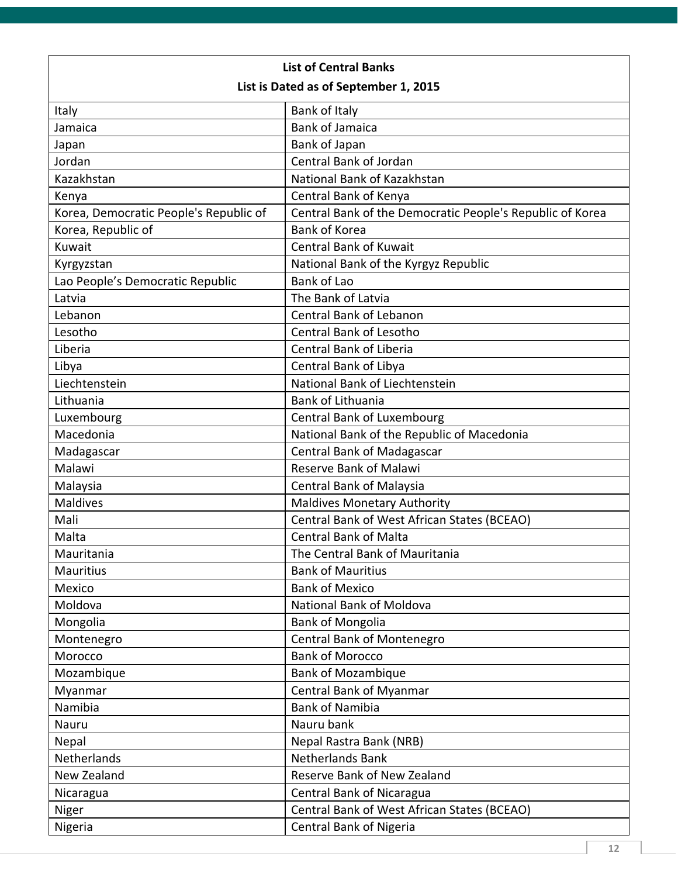| List of Central Banks<br>List is Dated as of September 1, 2015 | |
|---|---|
| Italy | Bank of Italy |
| Jamaica | Bank of Jamaica |
| Japan | Bank of Japan |
| Jordan | Central Bank of Jordan |
| Kazakhstan | National Bank of Kazakhstan |
| Kenya | Central Bank of Kenya |
| Korea, Democratic People's Republic of | Central Bank of the Democratic People's Republic of Korea |
| Korea, Republic of | Bank of Korea |
| Kuwait | Central Bank of Kuwait |
| Kyrgyzstan | National Bank of the Kyrgyz Republic |
| Lao People’s Democratic Republic | Bank of Lao |
| Latvia | The Bank of Latvia |
| Lebanon | Central Bank of Lebanon |
| Lesotho | Central Bank of Lesotho |
| Liberia | Central Bank of Liberia |
| Libya | Central Bank of Libya |
| Liechtenstein | National Bank of Liechtenstein |
| Lithuania | Bank of Lithuania |
| Luxembourg | Central Bank of Luxembourg |
| Macedonia | National Bank of the Republic of Macedonia |
| Madagascar | Central Bank of Madagascar |
| Malawi | Reserve Bank of Malawi |
| Malaysia | Central Bank of Malaysia |
| Maldives | Maldives Monetary Authority |
| Mali | Central Bank of West African States (BCEAO) |
| Malta | Central Bank of Malta |
| Mauritania | The Central Bank of Mauritania |
| Mauritius | Bank of Mauritius |
| Mexico | Bank of Mexico |
| Moldova | National Bank of Moldova |
| Mongolia | Bank of Mongolia |
| Montenegro | Central Bank of Montenegro |
| Morocco | Bank of Morocco |
| Mozambique | Bank of Mozambique |
| Myanmar | Central Bank of Myanmar |
| Namibia | Bank of Namibia |
| Nauru | Nauru bank |
| Nepal | Nepal Rastra Bank (NRB) |
| Netherlands | Netherlands Bank |
| New Zealand | Reserve Bank of New Zealand |
| Nicaragua | Central Bank of Nicaragua |
| Niger | Central Bank of West African States (BCEAO) |
| Nigeria | Central Bank of Nigeria |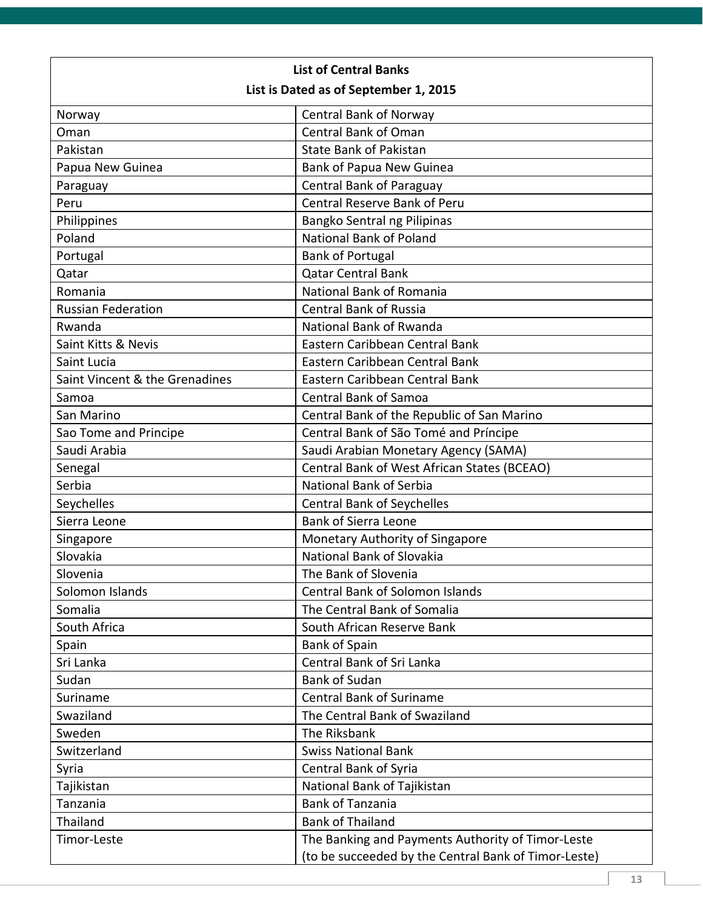| List of Central Banks<br>List is Dated as of September 1, 2015 | |
|---|---|
| Norway | Central Bank of Norway |
| Oman | Central Bank of Oman |
| Pakistan | State Bank of Pakistan |
| Papua New Guinea | Bank of Papua New Guinea |
| Paraguay | Central Bank of Paraguay |
| Peru | Central Reserve Bank of Peru |
| Philippines | Bangko Sentral ng Pilipinas |
| Poland | National Bank of Poland |
| Portugal | Bank of Portugal |
| Qatar | Qatar Central Bank |
| Romania | National Bank of Romania |
| Russian Federation | Central Bank of Russia |
| Rwanda | National Bank of Rwanda |
| Saint Kitts & Nevis | Eastern Caribbean Central Bank |
| Saint Lucia | Eastern Caribbean Central Bank |
| Saint Vincent & the Grenadines | Eastern Caribbean Central Bank |
| Samoa | Central Bank of Samoa |
| San Marino | Central Bank of the Republic of San Marino |
| Sao Tome and Principe | Central Bank of São Tomé and Príncipe |
| Saudi Arabia | Saudi Arabian Monetary Agency (SAMA) |
| Senegal | Central Bank of West African States (BCEAO) |
| Serbia | National Bank of Serbia |
| Seychelles | Central Bank of Seychelles |
| Sierra Leone | Bank of Sierra Leone |
| Singapore | Monetary Authority of Singapore |
| Slovakia | National Bank of Slovakia |
| Slovenia | The Bank of Slovenia |
| Solomon Islands | Central Bank of Solomon Islands |
| Somalia | The Central Bank of Somalia |
| South Africa | South African Reserve Bank |
| Spain | Bank of Spain |
| Sri Lanka | Central Bank of Sri Lanka |
| Sudan | Bank of Sudan |
| Suriname | Central Bank of Suriname |
| Swaziland | The Central Bank of Swaziland |
| Sweden | The Riksbank |
| Switzerland | Swiss National Bank |
| Syria | Central Bank of Syria |
| Tajikistan | National Bank of Tajikistan |
| Tanzania | Bank of Tanzania |
| Thailand | Bank of Thailand |
| Timor-Leste | The Banking and Payments Authority of Timor-Leste (to be succeeded by the Central Bank of Timor-Leste) |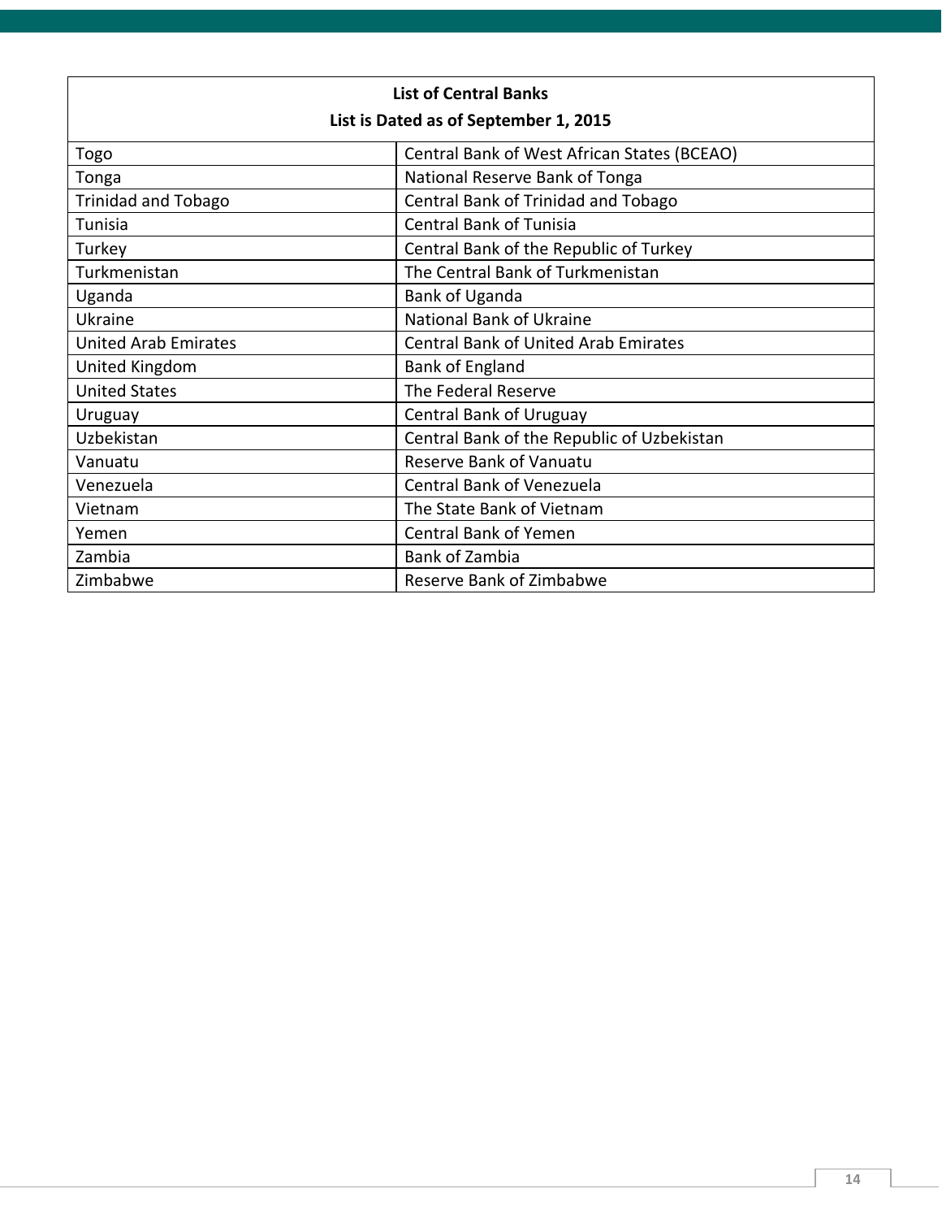| List of Central Banks<br>List is Dated as of September 1, 2015 | |
|---|---|
| Togo | Central Bank of West African States (BCEAO) |
| Tonga | National Reserve Bank of Tonga |
| Trinidad and Tobago | Central Bank of Trinidad and Tobago |
| Tunisia | Central Bank of Tunisia |
| Turkey | Central Bank of the Republic of Turkey |
| Turkmenistan | The Central Bank of Turkmenistan |
| Uganda | Bank of Uganda |
| Ukraine | National Bank of Ukraine |
| United Arab Emirates | Central Bank of United Arab Emirates |
| United Kingdom | Bank of England |
| United States | The Federal Reserve |
| Uruguay | Central Bank of Uruguay |
| Uzbekistan | Central Bank of the Republic of Uzbekistan |
| Vanuatu | Reserve Bank of Vanuatu |
| Venezuela | Central Bank of Venezuela |
| Vietnam | The State Bank of Vietnam |
| Yemen | Central Bank of Yemen |
| Zambia | Bank of Zambia |
| Zimbabwe | Reserve Bank of Zimbabwe |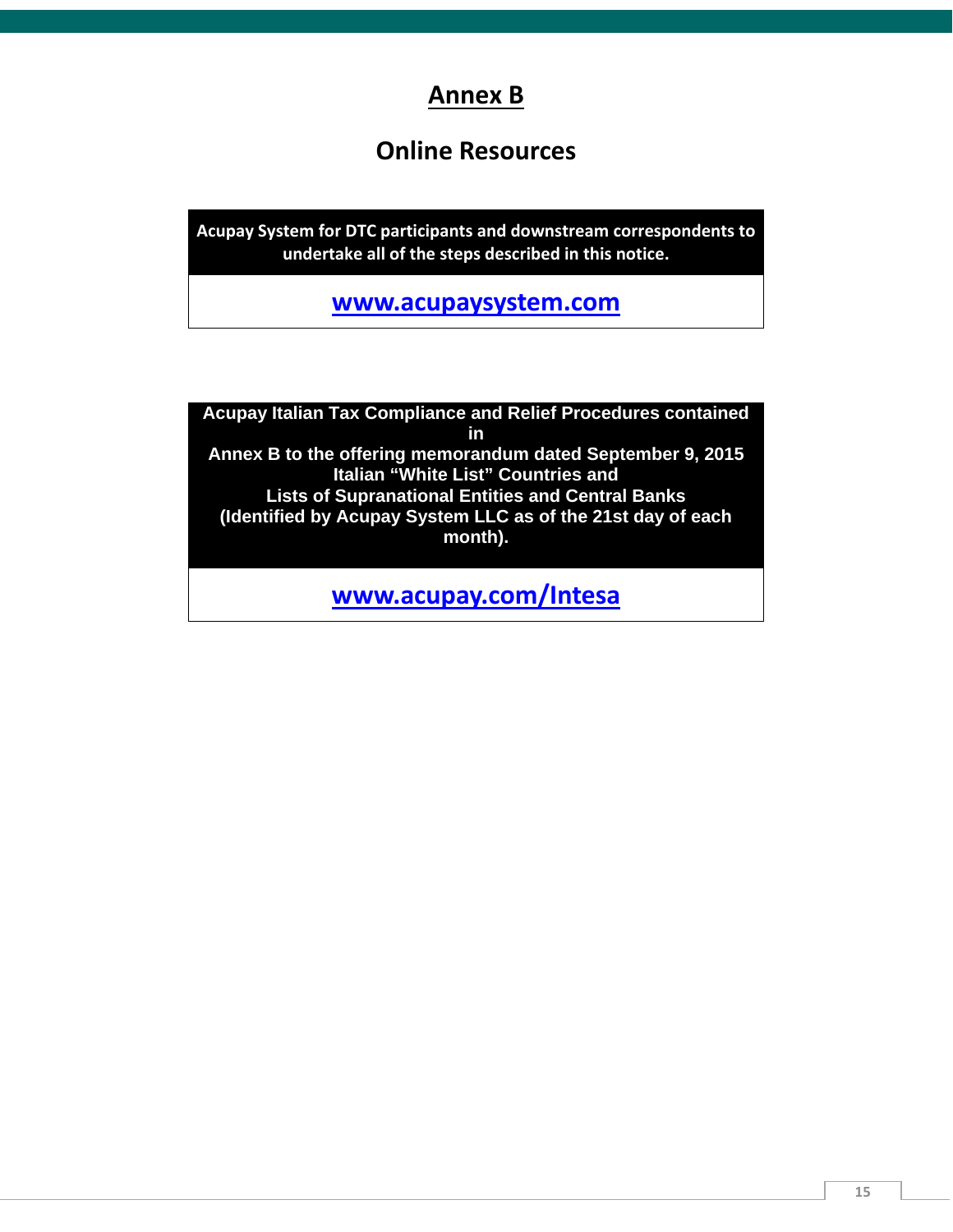# Annex B

## Online Resources

| Acupay System for DTC participants and downstream correspondents to undertake all of the steps described in this notice. |
|---|
| [www.acupaysystem.com](http://www.acupaysystem.com) |

| Acupay Italian Tax Compliance and Relief Procedures contained in Annex B to the offering memorandum dated September 9, 2015 Italian "White List" Countries and Lists of Supranational Entities and Central Banks (Identified by Acupay System LLC as of the 21st day of each month). |
|---|
| [www.acupay.com/Intesa](http://www.acupay.com/Intesa) |